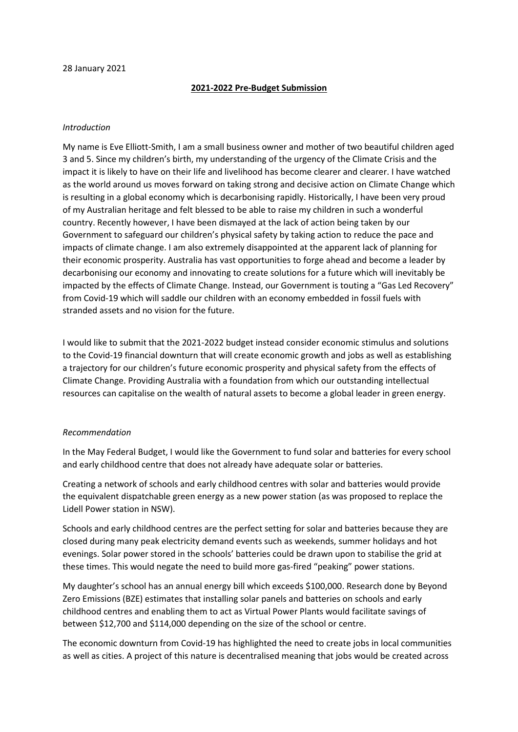28 January 2021

**2021-2022 Pre-Budget Submission**

*Introduction*

My name is Eve Elliott-Smith, I am a small business owner and mother of two beautiful children aged 3 and 5. Since my children's birth, my understanding of the urgency of the Climate Crisis and the impact it is likely to have on their life and livelihood has become clearer and clearer. I have watched as the world around us moves forward on taking strong and decisive action on Climate Change which is resulting in a global economy which is decarbonising rapidly. Historically, I have been very proud of my Australian heritage and felt blessed to be able to raise my children in such a wonderful country. Recently however, I have been dismayed at the lack of action being taken by our Government to safeguard our children's physical safety by taking action to reduce the pace and impacts of climate change. I am also extremely disappointed at the apparent lack of planning for their economic prosperity. Australia has vast opportunities to forge ahead and become a leader by decarbonising our economy and innovating to create solutions for a future which will inevitably be impacted by the effects of Climate Change. Instead, our Government is touting a "Gas Led Recovery" from Covid-19 which will saddle our children with an economy embedded in fossil fuels with stranded assets and no vision for the future.

I would like to submit that the 2021-2022 budget instead consider economic stimulus and solutions to the Covid-19 financial downturn that will create economic growth and jobs as well as establishing a trajectory for our children's future economic prosperity and physical safety from the effects of Climate Change. Providing Australia with a foundation from which our outstanding intellectual resources can capitalise on the wealth of natural assets to become a global leader in green energy.

*Recommendation*

In the May Federal Budget, I would like the Government to fund solar and batteries for every school and early childhood centre that does not already have adequate solar or batteries.

Creating a network of schools and early childhood centres with solar and batteries would provide the equivalent dispatchable green energy as a new power station (as was proposed to replace the Lidell Power station in NSW).

Schools and early childhood centres are the perfect setting for solar and batteries because they are closed during many peak electricity demand events such as weekends, summer holidays and hot evenings. Solar power stored in the schools' batteries could be drawn upon to stabilise the grid at these times. This would negate the need to build more gas-fired "peaking" power stations.

My daughter's school has an annual energy bill which exceeds $100,000. Research done by Beyond Zero Emissions (BZE) estimates that installing solar panels and batteries on schools and early childhood centres and enabling them to act as Virtual Power Plants would facilitate savings of between $12,700 and $114,000 depending on the size of the school or centre.

The economic downturn from Covid-19 has highlighted the need to create jobs in local communities as well as cities. A project of this nature is decentralised meaning that jobs would be created across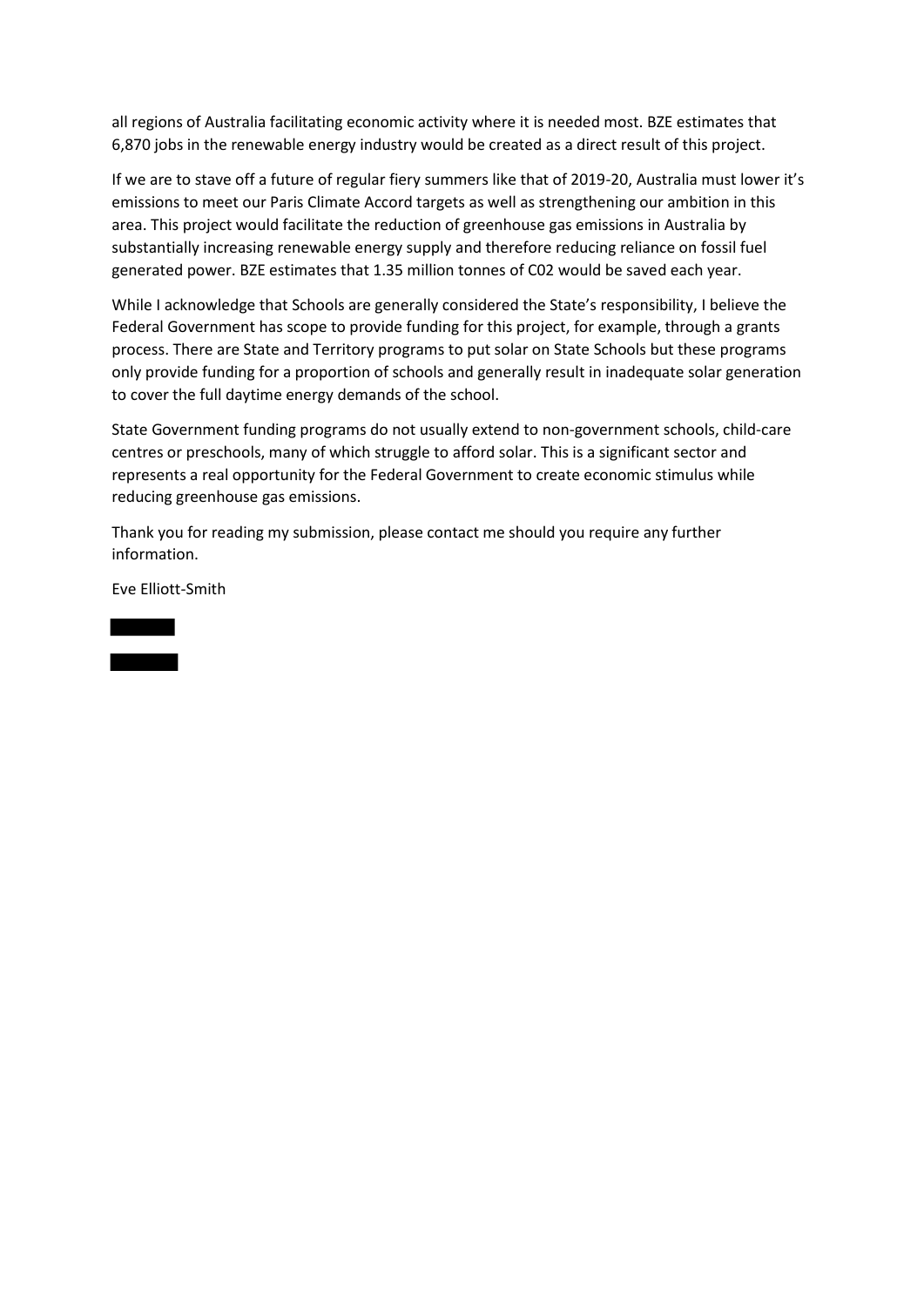all regions of Australia facilitating economic activity where it is needed most. BZE estimates that 6,870 jobs in the renewable energy industry would be created as a direct result of this project.

If we are to stave off a future of regular fiery summers like that of 2019-20, Australia must lower it's emissions to meet our Paris Climate Accord targets as well as strengthening our ambition in this area. This project would facilitate the reduction of greenhouse gas emissions in Australia by substantially increasing renewable energy supply and therefore reducing reliance on fossil fuel generated power. BZE estimates that 1.35 million tonnes of C02 would be saved each year.

While I acknowledge that Schools are generally considered the State's responsibility, I believe the Federal Government has scope to provide funding for this project, for example, through a grants process. There are State and Territory programs to put solar on State Schools but these programs only provide funding for a proportion of schools and generally result in inadequate solar generation to cover the full daytime energy demands of the school.

State Government funding programs do not usually extend to non-government schools, child-care centres or preschools, many of which struggle to afford solar. This is a significant sector and represents a real opportunity for the Federal Government to create economic stimulus while reducing greenhouse gas emissions.

Thank you for reading my submission, please contact me should you require any further information.

Eve Elliott-Smith